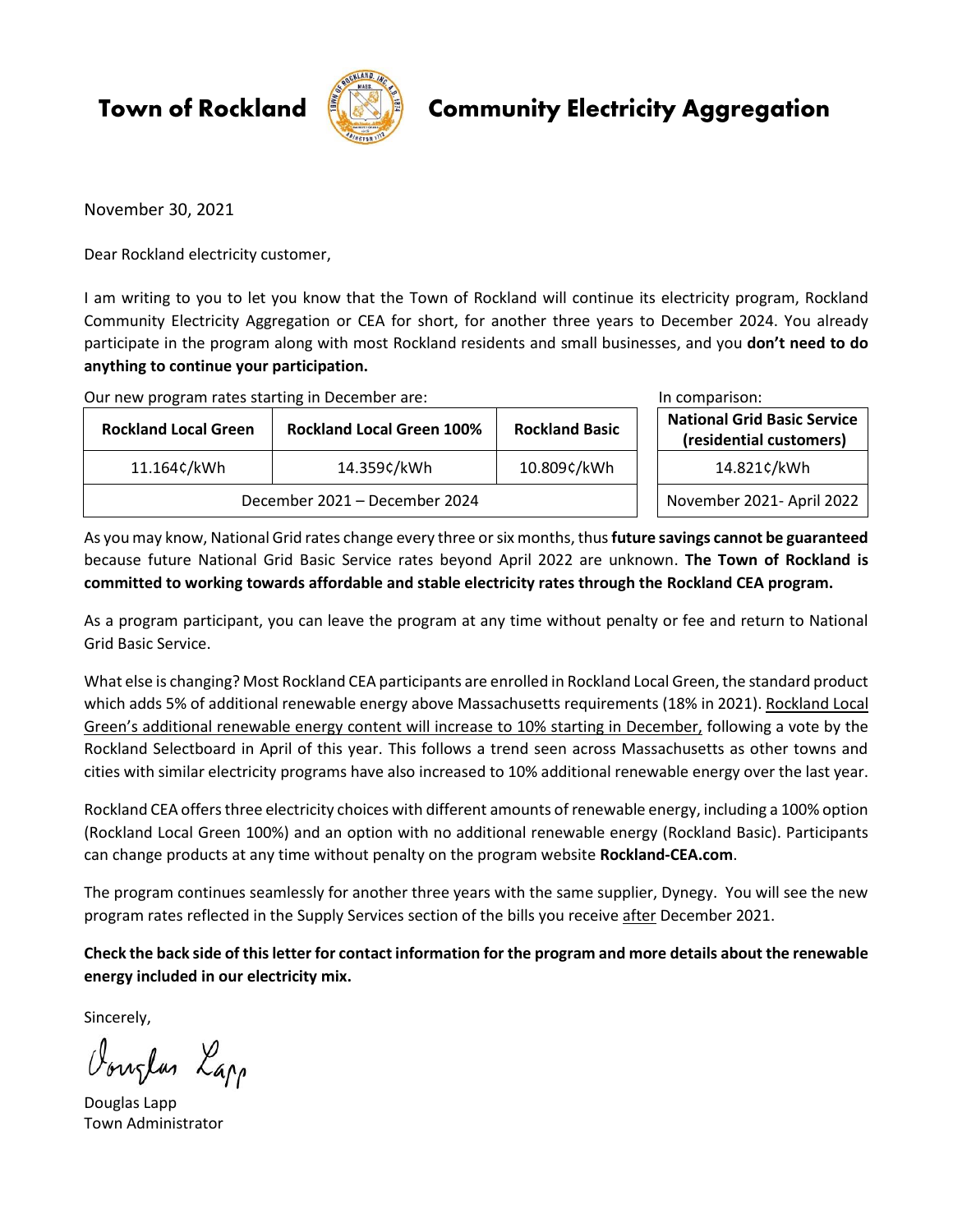# Town of Rockland — Community Electricity Aggregation

November 30, 2021

Dear Rockland electricity customer,

I am writing to you to let you know that the Town of Rockland will continue its electricity program, Rockland Community Electricity Aggregation or CEA for short, for another three years to December 2024. You already participate in the program along with most Rockland residents and small businesses, and you **don't need to do anything to continue your participation.**

Our new program rates starting in December are:

| Rockland Local Green | Rockland Local Green 100% | Rockland Basic |
| --- | --- | --- |
| 11.164¢/kWh | 14.359¢/kWh | 10.809¢/kWh |
| December 2021 – December 2024 | | |

In comparison:

| National Grid Basic Service (residential customers) |
| --- |
| 14.821¢/kWh |
| November 2021- April 2022 |

As you may know, National Grid rates change every three or six months, thus **future savings cannot be guaranteed** because future National Grid Basic Service rates beyond April 2022 are unknown. **The Town of Rockland is committed to working towards affordable and stable electricity rates through the Rockland CEA program.**

As a program participant, you can leave the program at any time without penalty or fee and return to National Grid Basic Service.

What else is changing? Most Rockland CEA participants are enrolled in Rockland Local Green, the standard product which adds 5% of additional renewable energy above Massachusetts requirements (18% in 2021). Rockland Local Green's additional renewable energy content will increase to 10% starting in December, following a vote by the Rockland Selectboard in April of this year. This follows a trend seen across Massachusetts as other towns and cities with similar electricity programs have also increased to 10% additional renewable energy over the last year.

Rockland CEA offers three electricity choices with different amounts of renewable energy, including a 100% option (Rockland Local Green 100%) and an option with no additional renewable energy (Rockland Basic). Participants can change products at any time without penalty on the program website **Rockland-CEA.com**.

The program continues seamlessly for another three years with the same supplier, Dynegy. You will see the new program rates reflected in the Supply Services section of the bills you receive after December 2021.

**Check the back side of this letter for contact information for the program and more details about the renewable energy included in our electricity mix.**

Sincerely,

Douglas Lapp
Town Administrator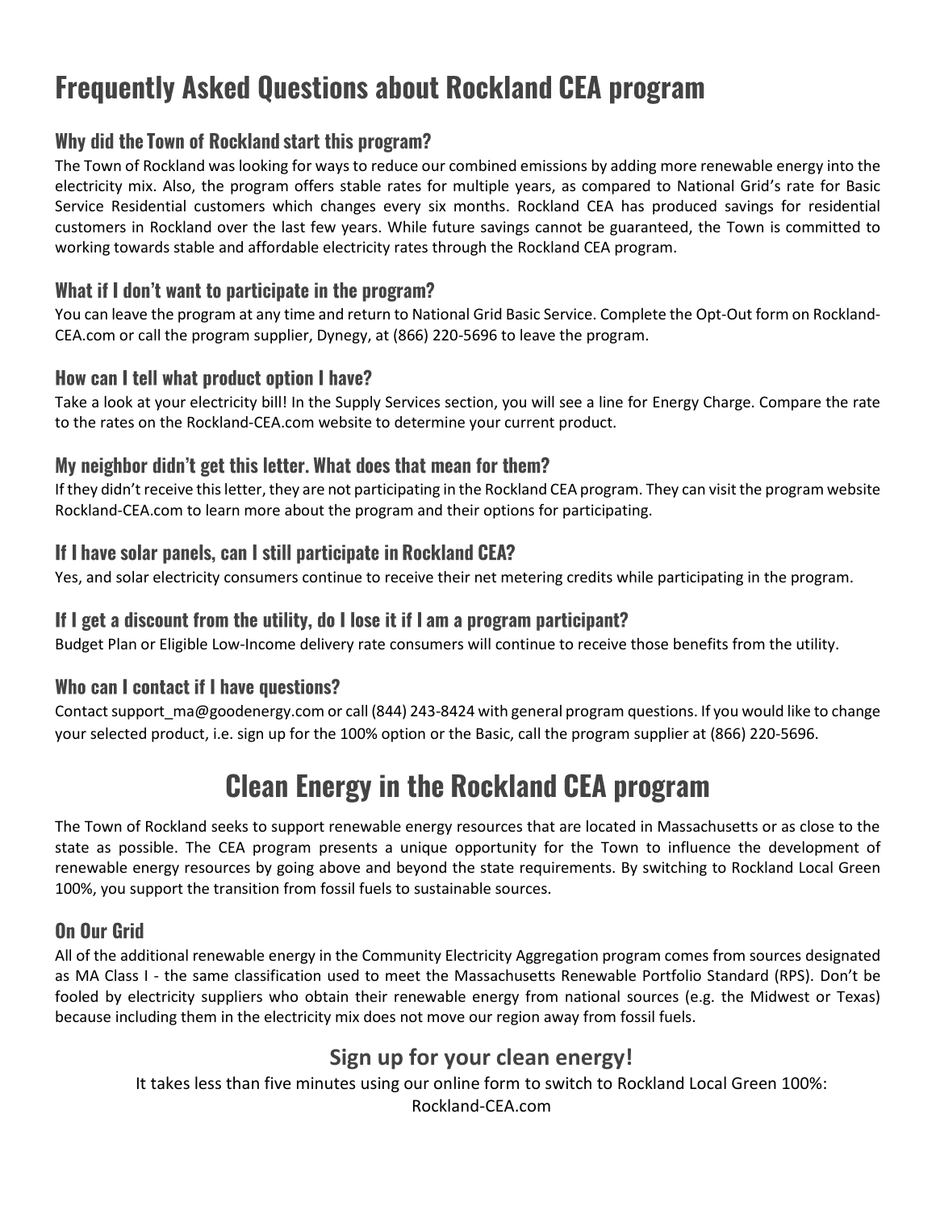# Frequently Asked Questions about Rockland CEA program

### Why did the Town of Rockland start this program?

The Town of Rockland was looking for ways to reduce our combined emissions by adding more renewable energy into the electricity mix. Also, the program offers stable rates for multiple years, as compared to National Grid's rate for Basic Service Residential customers which changes every six months. Rockland CEA has produced savings for residential customers in Rockland over the last few years. While future savings cannot be guaranteed, the Town is committed to working towards stable and affordable electricity rates through the Rockland CEA program.

### What if I don't want to participate in the program?

You can leave the program at any time and return to National Grid Basic Service. Complete the Opt-Out form on Rockland-CEA.com or call the program supplier, Dynegy, at (866) 220-5696 to leave the program.

### How can I tell what product option I have?

Take a look at your electricity bill! In the Supply Services section, you will see a line for Energy Charge. Compare the rate to the rates on the Rockland-CEA.com website to determine your current product.

### My neighbor didn't get this letter. What does that mean for them?

If they didn't receive this letter, they are not participating in the Rockland CEA program. They can visit the program website Rockland-CEA.com to learn more about the program and their options for participating.

### If I have solar panels, can I still participate in Rockland CEA?

Yes, and solar electricity consumers continue to receive their net metering credits while participating in the program.

### If I get a discount from the utility, do I lose it if I am a program participant?

Budget Plan or Eligible Low-Income delivery rate consumers will continue to receive those benefits from the utility.

### Who can I contact if I have questions?

Contact support_ma@goodenergy.com or call (844) 243-8424 with general program questions. If you would like to change your selected product, i.e. sign up for the 100% option or the Basic, call the program supplier at (866) 220-5696.

# Clean Energy in the Rockland CEA program

The Town of Rockland seeks to support renewable energy resources that are located in Massachusetts or as close to the state as possible. The CEA program presents a unique opportunity for the Town to influence the development of renewable energy resources by going above and beyond the state requirements. By switching to Rockland Local Green 100%, you support the transition from fossil fuels to sustainable sources.

### On Our Grid

All of the additional renewable energy in the Community Electricity Aggregation program comes from sources designated as MA Class I - the same classification used to meet the Massachusetts Renewable Portfolio Standard (RPS). Don't be fooled by electricity suppliers who obtain their renewable energy from national sources (e.g. the Midwest or Texas) because including them in the electricity mix does not move our region away from fossil fuels.

## Sign up for your clean energy!

It takes less than five minutes using our online form to switch to Rockland Local Green 100%:
Rockland-CEA.com